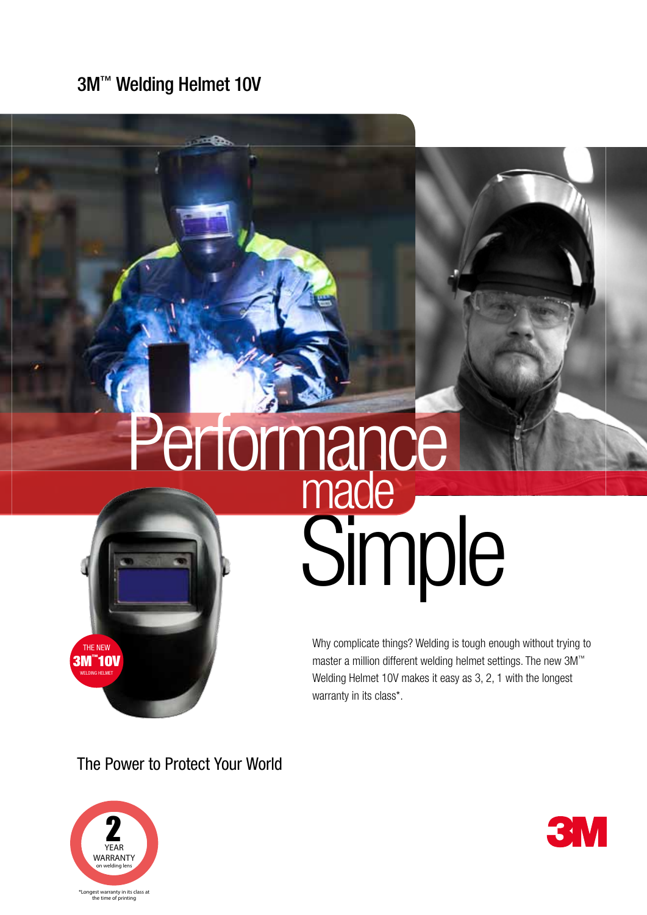3M™ Welding Helmet 10V

# Performance made Simple

Why complicate things? Welding is tough enough without trying to master a million different welding helmet settings. The new 3M™ Welding Helmet 10V makes it easy as 3, 2, 1 with the longest warranty in its class*.

THE NEW
3M™ 10V
WELDING HELMET

The Power to Protect Your World

2
YEAR
WARRANTY
on welding lens

*Longest warranty in its class at the time of printing

3M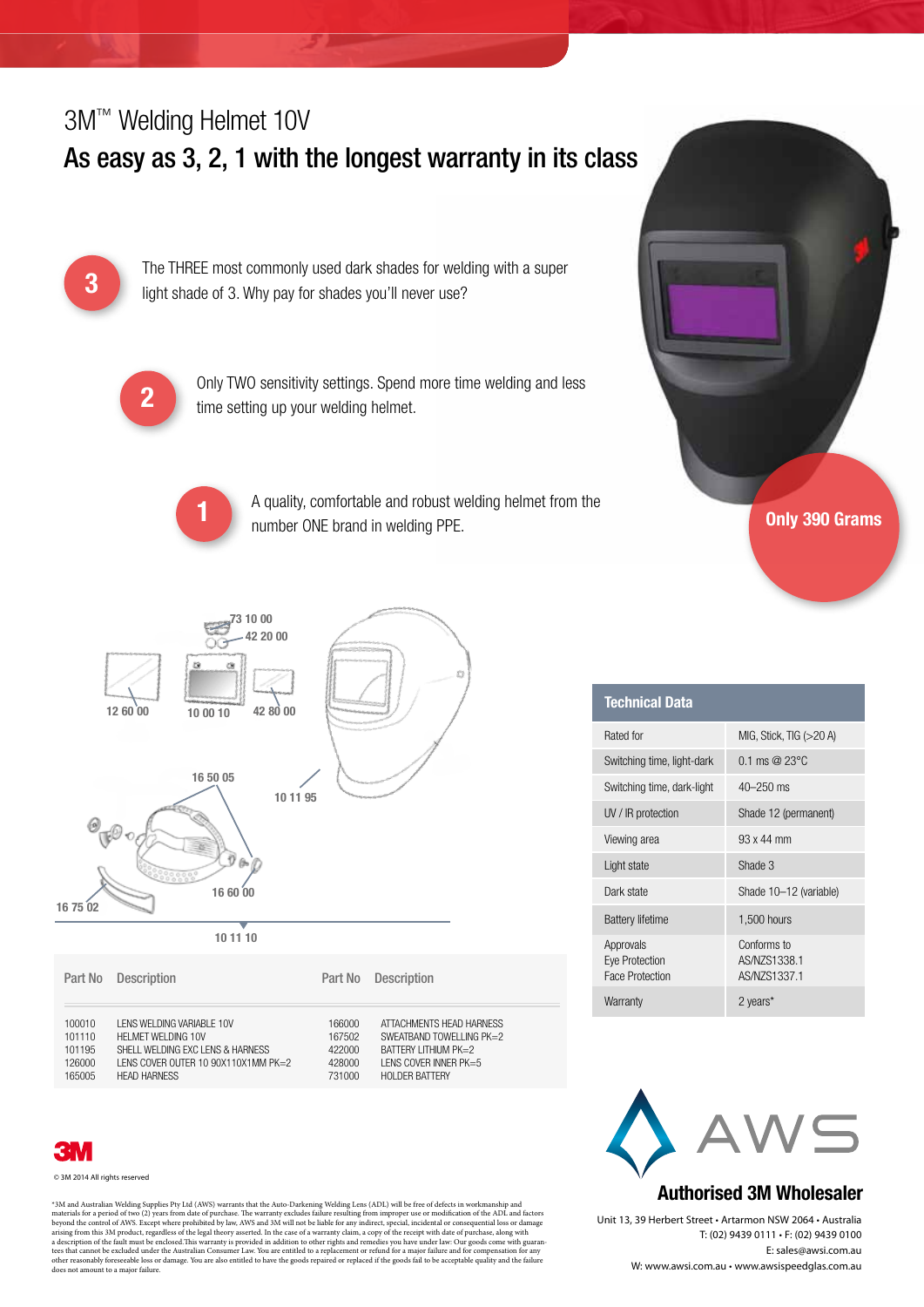# 3M™ Welding Helmet 10V

## As easy as 3, 2, 1 with the longest warranty in its class

**3** The THREE most commonly used dark shades for welding with a super light shade of 3. Why pay for shades you'll never use?

**2** Only TWO sensitivity settings. Spend more time welding and less time setting up your welding helmet.

**1** A quality, comfortable and robust welding helmet from the number ONE brand in welding PPE.

**Only 390 Grams**

73 10 00
42 20 00
12 60 00
10 00 10
42 80 00
16 50 05
10 11 95
16 60 00
16 75 02
10 11 10

| Part No | Description | Part No | Description |
|---|---|---|---|
| 100010 | LENS WELDING VARIABLE 10V | 166000 | ATTACHMENTS HEAD HARNESS |
| 101110 | HELMET WELDING 10V | 167502 | SWEATBAND TOWELLING PK=2 |
| 101195 | SHELL WELDING EXC LENS & HARNESS | 422000 | BATTERY LITHIUM PK=2 |
| 126000 | LENS COVER OUTER 10 90X110X1MM PK=2 | 428000 | LENS COVER INNER PK=5 |
| 165005 | HEAD HARNESS | 731000 | HOLDER BATTERY |

### Technical Data

| | |
|---|---|
| Rated for | MIG, Stick, TIG (>20 A) |
| Switching time, light-dark | 0.1 ms @ 23°C |
| Switching time, dark-light | 40–250 ms |
| UV / IR protection | Shade 12 (permanent) |
| Viewing area | 93 x 44 mm |
| Light state | Shade 3 |
| Dark state | Shade 10–12 (variable) |
| Battery lifetime | 1,500 hours |
| Approvals<br>Eye Protection<br>Face Protection | Conforms to<br>AS/NZS1338.1<br>AS/NZS1337.1 |
| Warranty | 2 years* |

3M

© 3M 2014 All rights reserved

*3M and Australian Welding Supplies Pty Ltd (AWS) warrants that the Auto-Darkening Welding Lens (ADL) will be free of defects in workmanship and materials for a period of two (2) years from date of purchase. The warranty excludes failure resulting from improper use or modification of the ADL and factors beyond the control of AWS. Except where prohibited by law, AWS and 3M will not be liable for any indirect, special, incidental or consequential loss or damage arising from this 3M product, regardless of the legal theory asserted. In the case of a warranty claim, a copy of the receipt with date of purchase, along with a description of the fault must be enclosed.This warranty is provided in addition to other rights and remedies you have under law: Our goods come with guarantees that cannot be excluded under the Australian Consumer Law. You are entitled to a replacement or refund for a major failure and for compensation for any other reasonably foreseeable loss or damage. You are also entitled to have the goods repaired or replaced if the goods fail to be acceptable quality and the failure does not amount to a major failure.

AWS

**Authorised 3M Wholesaler**

Unit 13, 39 Herbert Street • Artarmon NSW 2064 • Australia
T: (02) 9439 0111 • F: (02) 9439 0100
E: sales@awsi.com.au
W: www.awsi.com.au • www.awsispeedglas.com.au